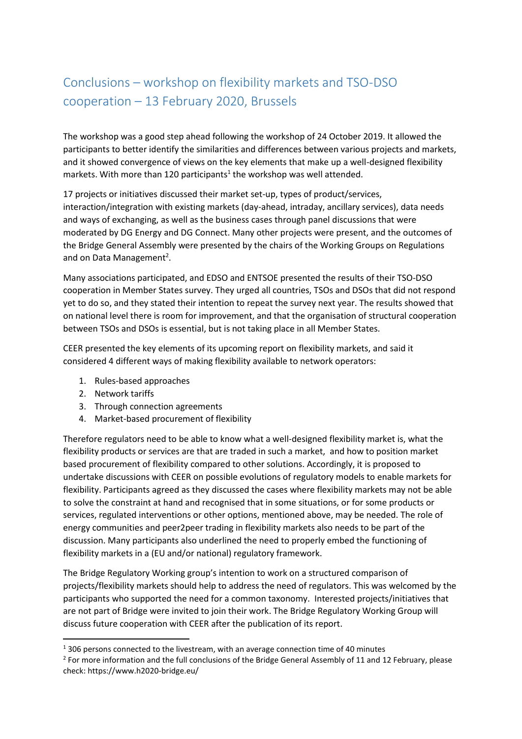# Conclusions – workshop on flexibility markets and TSO-DSO cooperation – 13 February 2020, Brussels

The workshop was a good step ahead following the workshop of 24 October 2019. It allowed the participants to better identify the similarities and differences between various projects and markets, and it showed convergence of views on the key elements that make up a well-designed flexibility markets. With more than 120 participants[1] the workshop was well attended.

17 projects or initiatives discussed their market set-up, types of product/services, interaction/integration with existing markets (day-ahead, intraday, ancillary services), data needs and ways of exchanging, as well as the business cases through panel discussions that were moderated by DG Energy and DG Connect. Many other projects were present, and the outcomes of the Bridge General Assembly were presented by the chairs of the Working Groups on Regulations and on Data Management[2].

Many associations participated, and EDSO and ENTSOE presented the results of their TSO-DSO cooperation in Member States survey. They urged all countries, TSOs and DSOs that did not respond yet to do so, and they stated their intention to repeat the survey next year. The results showed that on national level there is room for improvement, and that the organisation of structural cooperation between TSOs and DSOs is essential, but is not taking place in all Member States.

CEER presented the key elements of its upcoming report on flexibility markets, and said it considered 4 different ways of making flexibility available to network operators:

1. Rules-based approaches
2. Network tariffs
3. Through connection agreements
4. Market-based procurement of flexibility

Therefore regulators need to be able to know what a well-designed flexibility market is, what the flexibility products or services are that are traded in such a market, and how to position market based procurement of flexibility compared to other solutions. Accordingly, it is proposed to undertake discussions with CEER on possible evolutions of regulatory models to enable markets for flexibility. Participants agreed as they discussed the cases where flexibility markets may not be able to solve the constraint at hand and recognised that in some situations, or for some products or services, regulated interventions or other options, mentioned above, may be needed. The role of energy communities and peer2peer trading in flexibility markets also needs to be part of the discussion. Many participants also underlined the need to properly embed the functioning of flexibility markets in a (EU and/or national) regulatory framework.

The Bridge Regulatory Working group's intention to work on a structured comparison of projects/flexibility markets should help to address the need of regulators. This was welcomed by the participants who supported the need for a common taxonomy. Interested projects/initiatives that are not part of Bridge were invited to join their work. The Bridge Regulatory Working Group will discuss future cooperation with CEER after the publication of its report.

[1] 306 persons connected to the livestream, with an average connection time of 40 minutes

[2] For more information and the full conclusions of the Bridge General Assembly of 11 and 12 February, please check: https://www.h2020-bridge.eu/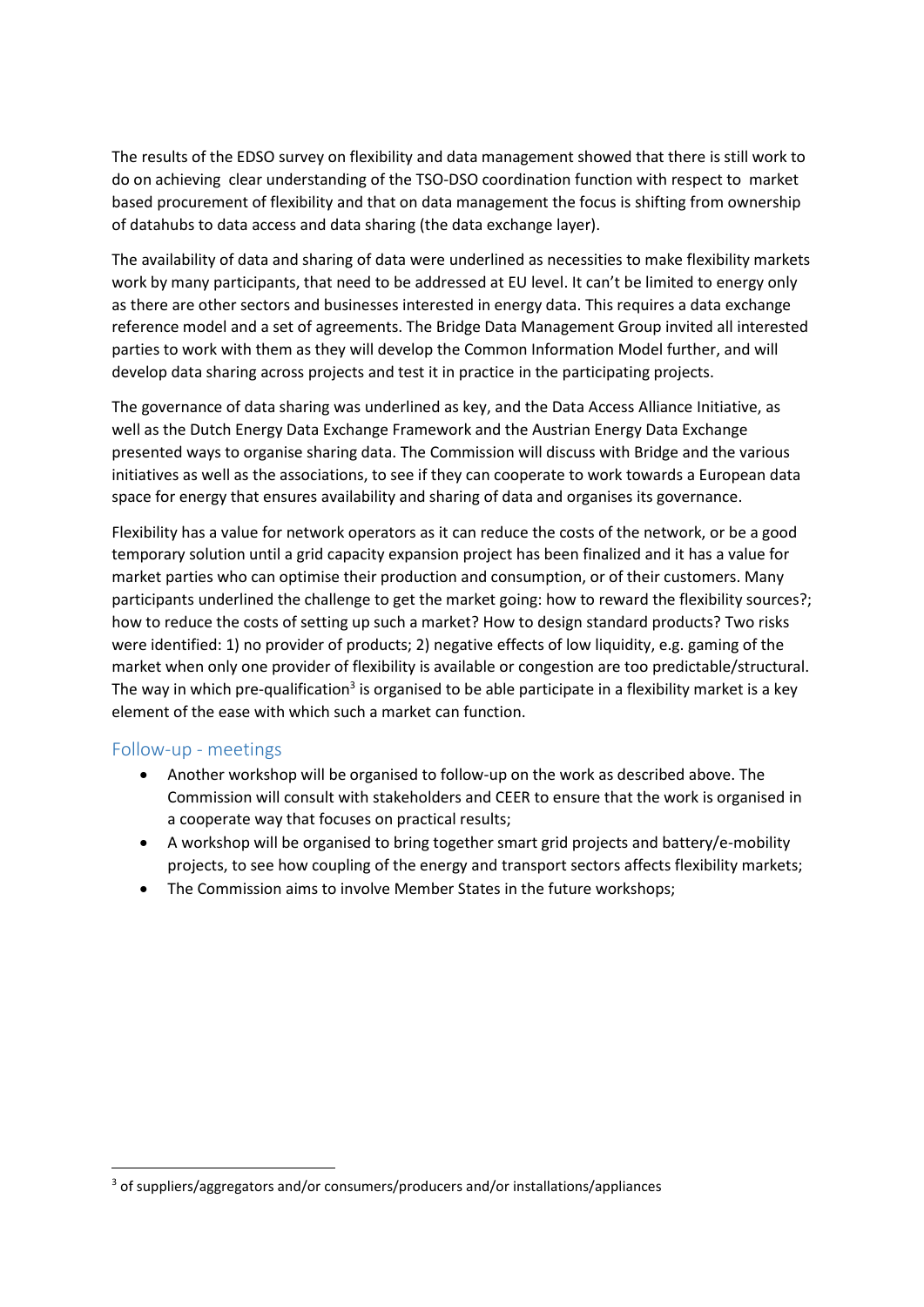The results of the EDSO survey on flexibility and data management showed that there is still work to do on achieving  clear understanding of the TSO-DSO coordination function with respect to  market based procurement of flexibility and that on data management the focus is shifting from ownership of datahubs to data access and data sharing (the data exchange layer).

The availability of data and sharing of data were underlined as necessities to make flexibility markets work by many participants, that need to be addressed at EU level. It can't be limited to energy only as there are other sectors and businesses interested in energy data. This requires a data exchange reference model and a set of agreements. The Bridge Data Management Group invited all interested parties to work with them as they will develop the Common Information Model further, and will develop data sharing across projects and test it in practice in the participating projects.

The governance of data sharing was underlined as key, and the Data Access Alliance Initiative, as well as the Dutch Energy Data Exchange Framework and the Austrian Energy Data Exchange presented ways to organise sharing data. The Commission will discuss with Bridge and the various initiatives as well as the associations, to see if they can cooperate to work towards a European data space for energy that ensures availability and sharing of data and organises its governance.

Flexibility has a value for network operators as it can reduce the costs of the network, or be a good temporary solution until a grid capacity expansion project has been finalized and it has a value for market parties who can optimise their production and consumption, or of their customers. Many participants underlined the challenge to get the market going: how to reward the flexibility sources?; how to reduce the costs of setting up such a market? How to design standard products? Two risks were identified: 1) no provider of products; 2) negative effects of low liquidity, e.g. gaming of the market when only one provider of flexibility is available or congestion are too predictable/structural. The way in which pre-qualification[3] is organised to be able participate in a flexibility market is a key element of the ease with which such a market can function.

## Follow-up - meetings

- Another workshop will be organised to follow-up on the work as described above. The Commission will consult with stakeholders and CEER to ensure that the work is organised in a cooperate way that focuses on practical results;
- A workshop will be organised to bring together smart grid projects and battery/e-mobility projects, to see how coupling of the energy and transport sectors affects flexibility markets;
- The Commission aims to involve Member States in the future workshops;

[3] of suppliers/aggregators and/or consumers/producers and/or installations/appliances